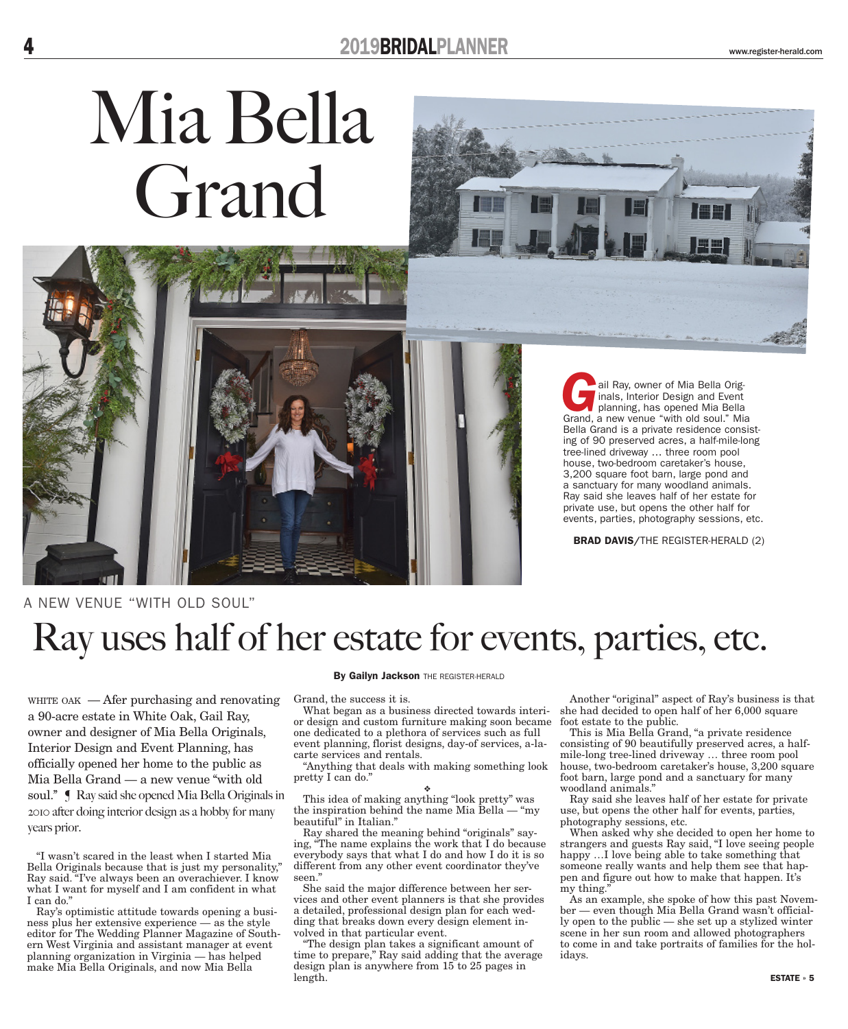# Mia Bella Grand

Gail Ray, owner of Mia Bella Originals, Interior Design and Event planning, has opened Mia Bella Grand, a new venue "with old soul." Mia Bella Grand is a private residence consisting of 90 preserved acres, a half-mile-long tree-lined driveway … three room pool house, two-bedroom caretaker's house, 3,200 square foot barn, large pond and a sanctuary for many woodland animals. Ray said she leaves half of her estate for private use, but opens the other half for events, parties, photography sessions, etc.

**BRAD DAVIS**/THE REGISTER-HERALD (2)

A NEW VENUE "WITH OLD SOUL"

## Ray uses half of her estate for events, parties, etc.

**By Gailyn Jackson** THE REGISTER-HERALD

WHITE OAK — Afer purchasing and renovating a 90-acre estate in White Oak, Gail Ray, owner and designer of Mia Bella Originals, Interior Design and Event Planning, has officially opened her home to the public as Mia Bella Grand — a new venue "with old soul." ¶ Ray said she opened Mia Bella Originals in 2010 after doing interior design as a hobby for many years prior.

"I wasn't scared in the least when I started Mia Bella Originals because that is just my personality," Ray said. "I've always been an overachiever. I know what I want for myself and I am confident in what I can do."

Ray's optimistic attitude towards opening a business plus her extensive experience — as the style editor for The Wedding Planner Magazine of Southern West Virginia and assistant manager at event planning organization in Virginia — has helped make Mia Bella Originals, and now Mia Bella Grand, the success it is.

What began as a business directed towards interior design and custom furniture making soon became one dedicated to a plethora of services such as full event planning, florist designs, day-of services, a-la-carte services and rentals.

"Anything that deals with making something look pretty I can do."

❖

This idea of making anything "look pretty" was the inspiration behind the name Mia Bella — "my beautiful" in Italian."

Ray shared the meaning behind "originals" saying, "The name explains the work that I do because everybody says that what I do and how I do it is so different from any other event coordinator they've seen."

She said the major difference between her services and other event planners is that she provides a detailed, professional design plan for each wedding that breaks down every design element involved in that particular event.

"The design plan takes a significant amount of time to prepare," Ray said adding that the average design plan is anywhere from 15 to 25 pages in length.

Another "original" aspect of Ray's business is that she had decided to open half of her 6,000 square foot estate to the public.

This is Mia Bella Grand, "a private residence consisting of 90 beautifully preserved acres, a half-mile-long tree-lined driveway … three room pool house, two-bedroom caretaker's house, 3,200 square foot barn, large pond and a sanctuary for many woodland animals."

Ray said she leaves half of her estate for private use, but opens the other half for events, parties, photography sessions, etc.

When asked why she decided to open her home to strangers and guests Ray said, "I love seeing people happy …I love being able to take something that someone really wants and help them see that happen and figure out how to make that happen. It's my thing."

As an example, she spoke of how this past November — even though Mia Bella Grand wasn't officially open to the public — she set up a stylized winter scene in her sun room and allowed photographers to come in and take portraits of families for the holidays.

**ESTATE** » **5**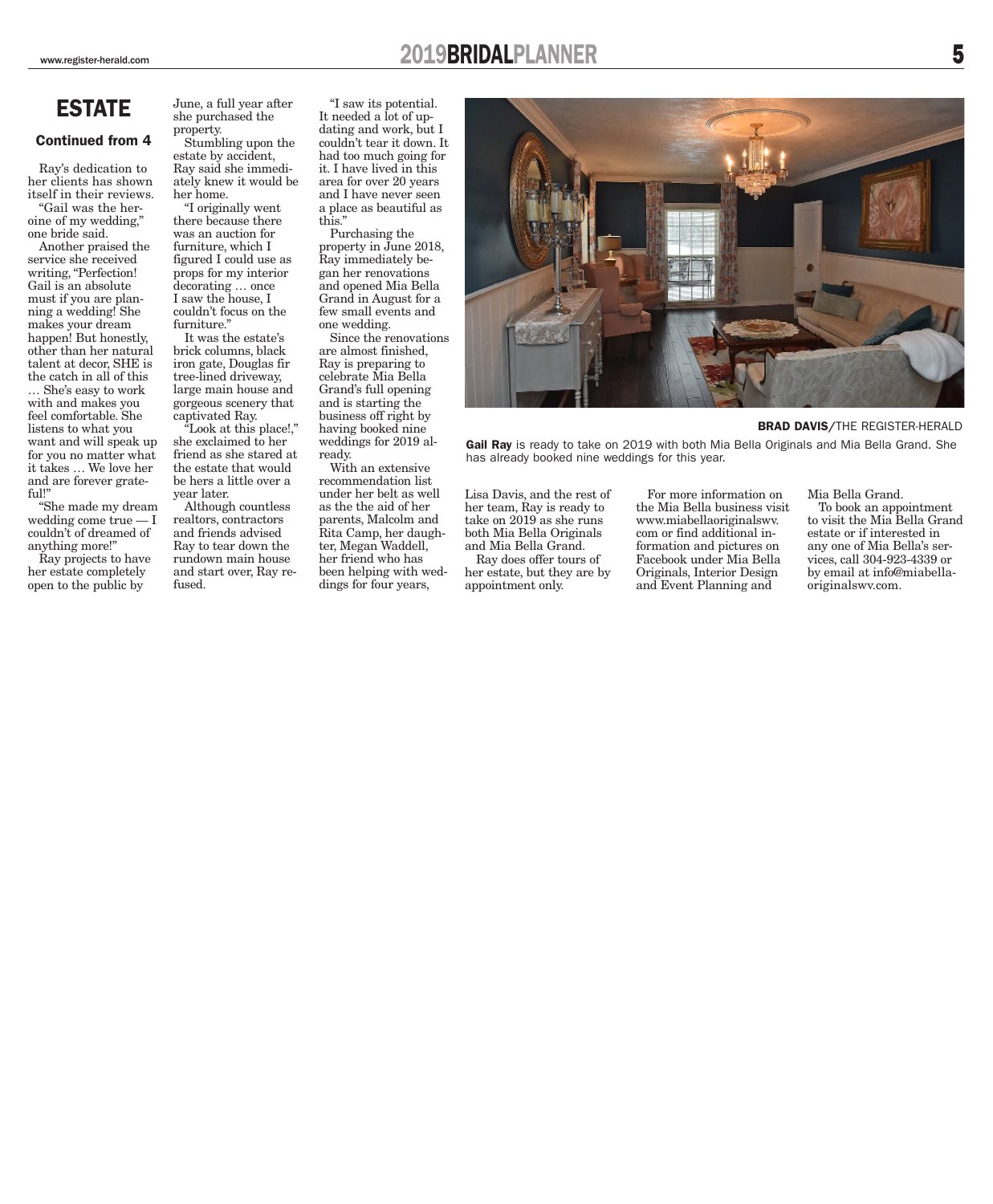## ESTATE

### Continued from 4

Ray's dedication to her clients has shown itself in their reviews.

"Gail was the heroine of my wedding," one bride said.

Another praised the service she received writing, "Perfection! Gail is an absolute must if you are planning a wedding! She makes your dream happen! But honestly, other than her natural talent at decor, SHE is the catch in all of this … She's easy to work with and makes you feel comfortable. She listens to what you want and will speak up for you no matter what it takes … We love her and are forever grateful!"

"She made my dream wedding come true — I couldn't of dreamed of anything more!"

Ray projects to have her estate completely open to the public by June, a full year after she purchased the property.

Stumbling upon the estate by accident, Ray said she immediately knew it would be her home.

"I originally went there because there was an auction for furniture, which I figured I could use as props for my interior decorating … once I saw the house, I couldn't focus on the furniture."

It was the estate's brick columns, black iron gate, Douglas fir tree-lined driveway, large main house and gorgeous scenery that captivated Ray.

"Look at this place!," she exclaimed to her friend as she stared at the estate that would be hers a little over a year later.

Although countless realtors, contractors and friends advised Ray to tear down the rundown main house and start over, Ray refused.

"I saw its potential. It needed a lot of updating and work, but I couldn't tear it down. It had too much going for it. I have lived in this area for over 20 years and I have never seen a place as beautiful as this."

Purchasing the property in June 2018, Ray immediately began her renovations and opened Mia Bella Grand in August for a few small events and one wedding.

Since the renovations are almost finished, Ray is preparing to celebrate Mia Bella Grand's full opening and is starting the business off right by having booked nine weddings for 2019 already.

With an extensive recommendation list under her belt as well as the the aid of her parents, Malcolm and Rita Camp, her daughter, Megan Waddell, her friend who has been helping with weddings for four years, Lisa Davis, and the rest of her team, Ray is ready to take on 2019 as she runs both Mia Bella Originals and Mia Bella Grand.

Ray does offer tours of her estate, but they are by appointment only.

For more information on the Mia Bella business visit www.miabellaoriginalswv.com or find additional information and pictures on Facebook under Mia Bella Originals, Interior Design and Event Planning and Mia Bella Grand.

To book an appointment to visit the Mia Bella Grand estate or if interested in any one of Mia Bella's services, call 304-923-4339 or by email at info@miabellaoriginalswv.com.

**BRAD DAVIS**/THE REGISTER-HERALD

**Gail Ray** is ready to take on 2019 with both Mia Bella Originals and Mia Bella Grand. She has already booked nine weddings for this year.